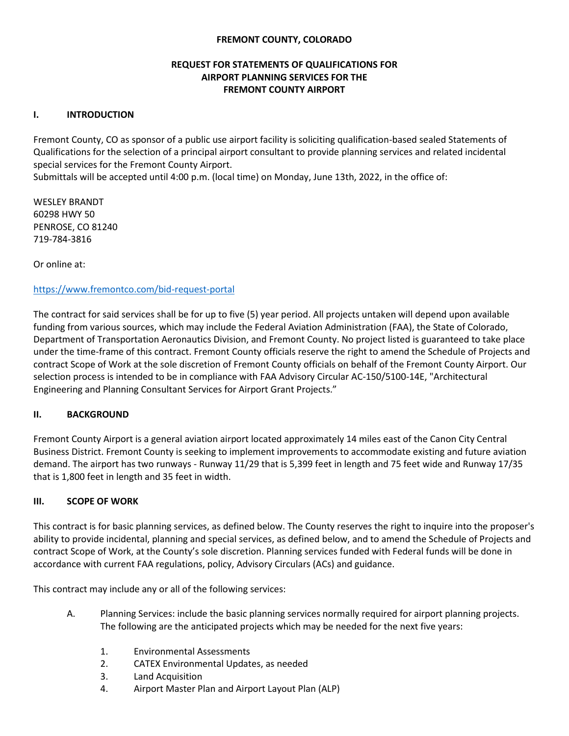**FREMONT COUNTY, COLORADO**

**REQUEST FOR STATEMENTS OF QUALIFICATIONS FOR AIRPORT PLANNING SERVICES FOR THE FREMONT COUNTY AIRPORT**

## I. INTRODUCTION

Fremont County, CO as sponsor of a public use airport facility is soliciting qualification-based sealed Statements of Qualifications for the selection of a principal airport consultant to provide planning services and related incidental special services for the Fremont County Airport.
Submittals will be accepted until 4:00 p.m. (local time) on Monday, June 13th, 2022, in the office of:

WESLEY BRANDT
60298 HWY 50
PENROSE, CO 81240
719-784-3816

Or online at:

https://www.fremontco.com/bid-request-portal

The contract for said services shall be for up to five (5) year period. All projects untaken will depend upon available funding from various sources, which may include the Federal Aviation Administration (FAA), the State of Colorado, Department of Transportation Aeronautics Division, and Fremont County. No project listed is guaranteed to take place under the time-frame of this contract. Fremont County officials reserve the right to amend the Schedule of Projects and contract Scope of Work at the sole discretion of Fremont County officials on behalf of the Fremont County Airport. Our selection process is intended to be in compliance with FAA Advisory Circular AC-150/5100-14E, "Architectural Engineering and Planning Consultant Services for Airport Grant Projects."

## II. BACKGROUND

Fremont County Airport is a general aviation airport located approximately 14 miles east of the Canon City Central Business District. Fremont County is seeking to implement improvements to accommodate existing and future aviation demand. The airport has two runways - Runway 11/29 that is 5,399 feet in length and 75 feet wide and Runway 17/35 that is 1,800 feet in length and 35 feet in width.

## III. SCOPE OF WORK

This contract is for basic planning services, as defined below. The County reserves the right to inquire into the proposer's ability to provide incidental, planning and special services, as defined below, and to amend the Schedule of Projects and contract Scope of Work, at the County's sole discretion. Planning services funded with Federal funds will be done in accordance with current FAA regulations, policy, Advisory Circulars (ACs) and guidance.

This contract may include any or all of the following services:

A. Planning Services: include the basic planning services normally required for airport planning projects. The following are the anticipated projects which may be needed for the next five years:

1. Environmental Assessments
2. CATEX Environmental Updates, as needed
3. Land Acquisition
4. Airport Master Plan and Airport Layout Plan (ALP)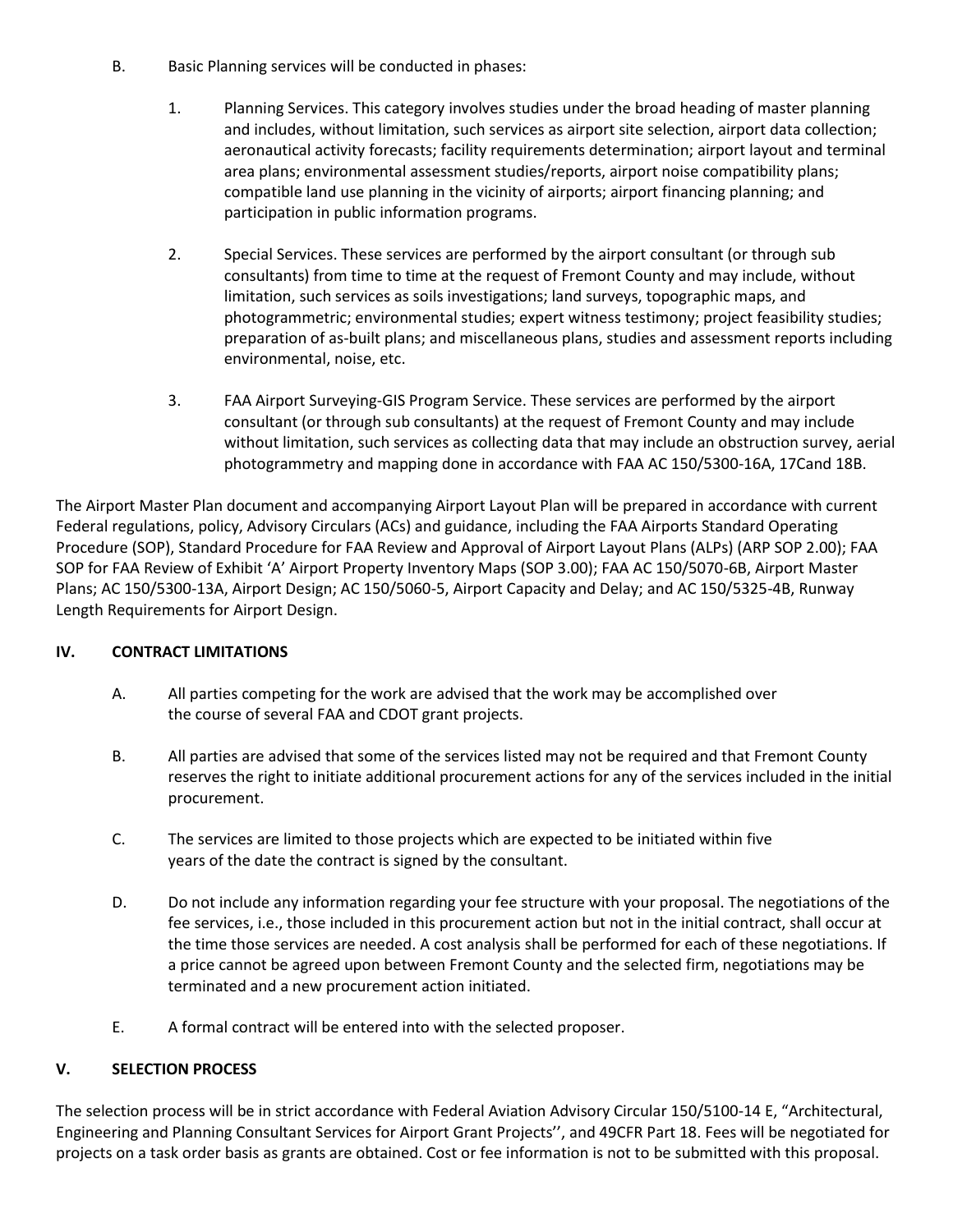B. Basic Planning services will be conducted in phases:

1. Planning Services. This category involves studies under the broad heading of master planning and includes, without limitation, such services as airport site selection, airport data collection; aeronautical activity forecasts; facility requirements determination; airport layout and terminal area plans; environmental assessment studies/reports, airport noise compatibility plans; compatible land use planning in the vicinity of airports; airport financing planning; and participation in public information programs.

2. Special Services. These services are performed by the airport consultant (or through sub consultants) from time to time at the request of Fremont County and may include, without limitation, such services as soils investigations; land surveys, topographic maps, and photogrammetric; environmental studies; expert witness testimony; project feasibility studies; preparation of as-built plans; and miscellaneous plans, studies and assessment reports including environmental, noise, etc.

3. FAA Airport Surveying-GIS Program Service. These services are performed by the airport consultant (or through sub consultants) at the request of Fremont County and may include without limitation, such services as collecting data that may include an obstruction survey, aerial photogrammetry and mapping done in accordance with FAA AC 150/5300-16A, 17Cand 18B.

The Airport Master Plan document and accompanying Airport Layout Plan will be prepared in accordance with current Federal regulations, policy, Advisory Circulars (ACs) and guidance, including the FAA Airports Standard Operating Procedure (SOP), Standard Procedure for FAA Review and Approval of Airport Layout Plans (ALPs) (ARP SOP 2.00); FAA SOP for FAA Review of Exhibit 'A' Airport Property Inventory Maps (SOP 3.00); FAA AC 150/5070-6B, Airport Master Plans; AC 150/5300-13A, Airport Design; AC 150/5060-5, Airport Capacity and Delay; and AC 150/5325-4B, Runway Length Requirements for Airport Design.

## IV. CONTRACT LIMITATIONS

A. All parties competing for the work are advised that the work may be accomplished over the course of several FAA and CDOT grant projects.

B. All parties are advised that some of the services listed may not be required and that Fremont County reserves the right to initiate additional procurement actions for any of the services included in the initial procurement.

C. The services are limited to those projects which are expected to be initiated within five years of the date the contract is signed by the consultant.

D. Do not include any information regarding your fee structure with your proposal. The negotiations of the fee services, i.e., those included in this procurement action but not in the initial contract, shall occur at the time those services are needed. A cost analysis shall be performed for each of these negotiations. If a price cannot be agreed upon between Fremont County and the selected firm, negotiations may be terminated and a new procurement action initiated.

E. A formal contract will be entered into with the selected proposer.

## V. SELECTION PROCESS

The selection process will be in strict accordance with Federal Aviation Advisory Circular 150/5100-14 E, "Architectural, Engineering and Planning Consultant Services for Airport Grant Projects'', and 49CFR Part 18. Fees will be negotiated for projects on a task order basis as grants are obtained. Cost or fee information is not to be submitted with this proposal.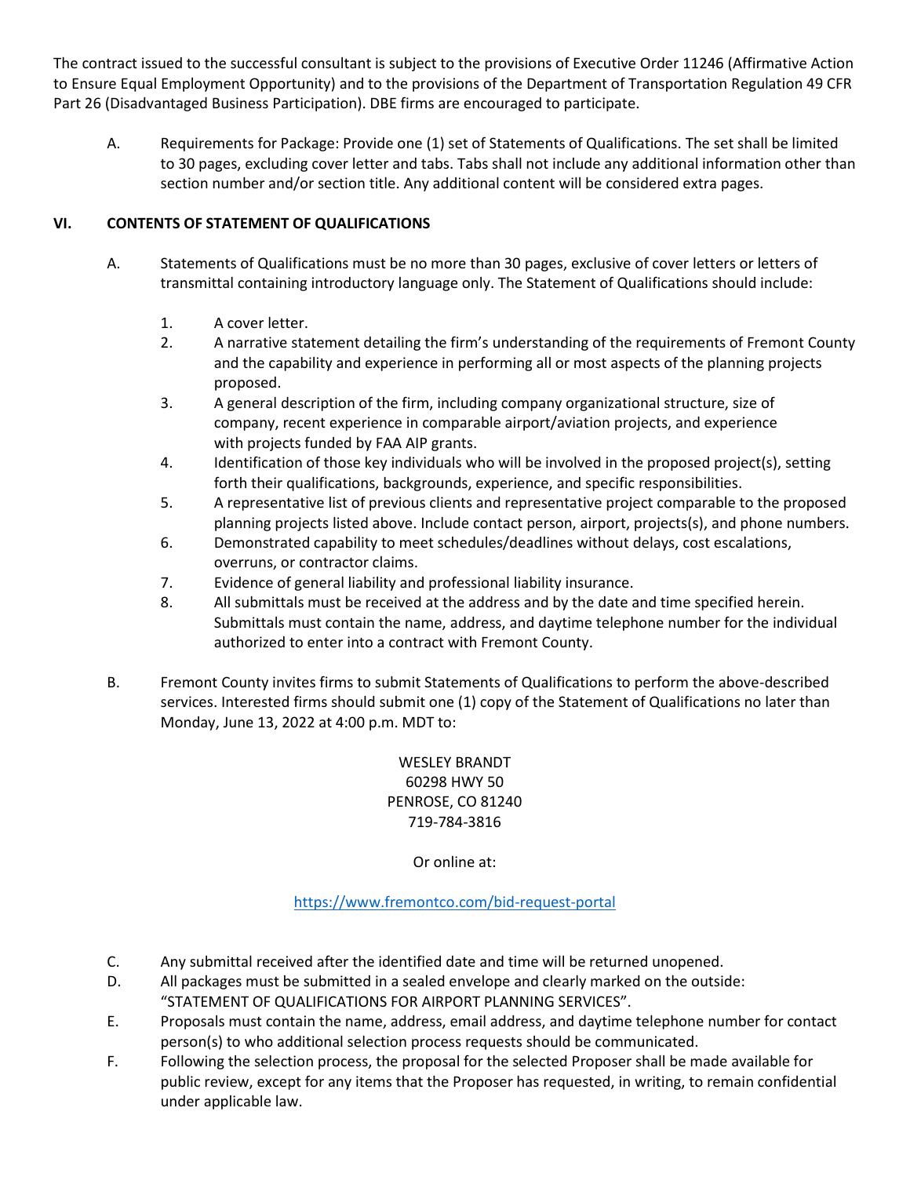The contract issued to the successful consultant is subject to the provisions of Executive Order 11246 (Affirmative Action to Ensure Equal Employment Opportunity) and to the provisions of the Department of Transportation Regulation 49 CFR Part 26 (Disadvantaged Business Participation). DBE firms are encouraged to participate.

A. Requirements for Package: Provide one (1) set of Statements of Qualifications. The set shall be limited to 30 pages, excluding cover letter and tabs. Tabs shall not include any additional information other than section number and/or section title. Any additional content will be considered extra pages.

## VI. CONTENTS OF STATEMENT OF QUALIFICATIONS

A. Statements of Qualifications must be no more than 30 pages, exclusive of cover letters or letters of transmittal containing introductory language only. The Statement of Qualifications should include:

1. A cover letter.
2. A narrative statement detailing the firm's understanding of the requirements of Fremont County and the capability and experience in performing all or most aspects of the planning projects proposed.
3. A general description of the firm, including company organizational structure, size of company, recent experience in comparable airport/aviation projects, and experience with projects funded by FAA AIP grants.
4. Identification of those key individuals who will be involved in the proposed project(s), setting forth their qualifications, backgrounds, experience, and specific responsibilities.
5. A representative list of previous clients and representative project comparable to the proposed planning projects listed above. Include contact person, airport, projects(s), and phone numbers.
6. Demonstrated capability to meet schedules/deadlines without delays, cost escalations, overruns, or contractor claims.
7. Evidence of general liability and professional liability insurance.
8. All submittals must be received at the address and by the date and time specified herein. Submittals must contain the name, address, and daytime telephone number for the individual authorized to enter into a contract with Fremont County.

B. Fremont County invites firms to submit Statements of Qualifications to perform the above-described services. Interested firms should submit one (1) copy of the Statement of Qualifications no later than Monday, June 13, 2022 at 4:00 p.m. MDT to:

WESLEY BRANDT
60298 HWY 50
PENROSE, CO 81240
719-784-3816

Or online at:

https://www.fremontco.com/bid-request-portal

C. Any submittal received after the identified date and time will be returned unopened.

D. All packages must be submitted in a sealed envelope and clearly marked on the outside: "STATEMENT OF QUALIFICATIONS FOR AIRPORT PLANNING SERVICES".

E. Proposals must contain the name, address, email address, and daytime telephone number for contact person(s) to who additional selection process requests should be communicated.

F. Following the selection process, the proposal for the selected Proposer shall be made available for public review, except for any items that the Proposer has requested, in writing, to remain confidential under applicable law.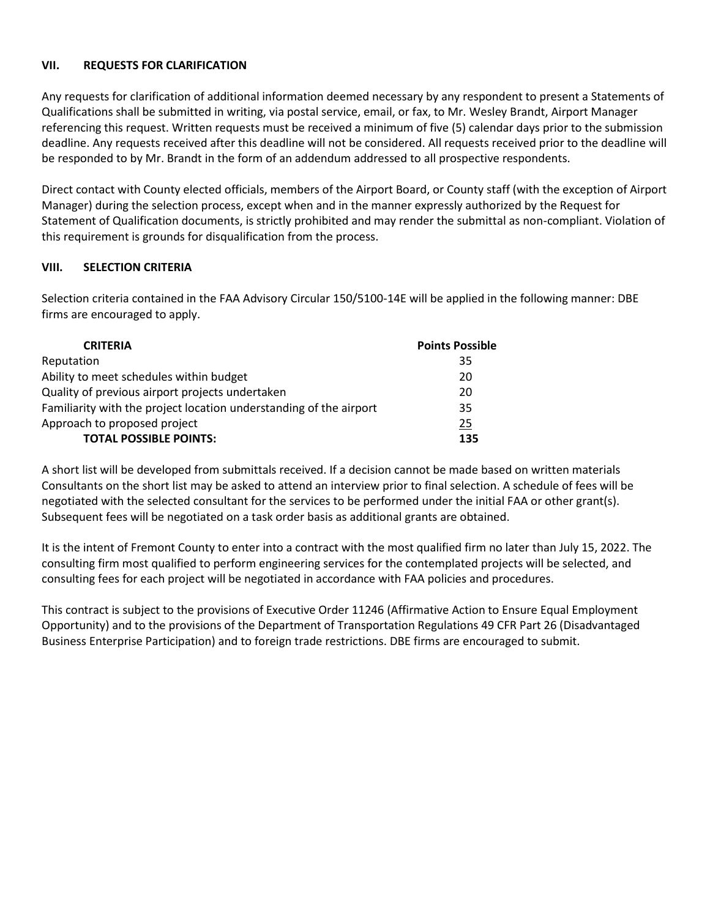## VII. REQUESTS FOR CLARIFICATION

Any requests for clarification of additional information deemed necessary by any respondent to present a Statements of Qualifications shall be submitted in writing, via postal service, email, or fax, to Mr. Wesley Brandt, Airport Manager referencing this request. Written requests must be received a minimum of five (5) calendar days prior to the submission deadline. Any requests received after this deadline will not be considered. All requests received prior to the deadline will be responded to by Mr. Brandt in the form of an addendum addressed to all prospective respondents.

Direct contact with County elected officials, members of the Airport Board, or County staff (with the exception of Airport Manager) during the selection process, except when and in the manner expressly authorized by the Request for Statement of Qualification documents, is strictly prohibited and may render the submittal as non-compliant. Violation of this requirement is grounds for disqualification from the process.

## VIII. SELECTION CRITERIA

Selection criteria contained in the FAA Advisory Circular 150/5100-14E will be applied in the following manner: DBE firms are encouraged to apply.

| CRITERIA | Points Possible |
|---|---|
| Reputation | 35 |
| Ability to meet schedules within budget | 20 |
| Quality of previous airport projects undertaken | 20 |
| Familiarity with the project location understanding of the airport | 35 |
| Approach to proposed project | 25 |
| **TOTAL POSSIBLE POINTS:** | **135** |

A short list will be developed from submittals received. If a decision cannot be made based on written materials Consultants on the short list may be asked to attend an interview prior to final selection. A schedule of fees will be negotiated with the selected consultant for the services to be performed under the initial FAA or other grant(s). Subsequent fees will be negotiated on a task order basis as additional grants are obtained.

It is the intent of Fremont County to enter into a contract with the most qualified firm no later than July 15, 2022. The consulting firm most qualified to perform engineering services for the contemplated projects will be selected, and consulting fees for each project will be negotiated in accordance with FAA policies and procedures.

This contract is subject to the provisions of Executive Order 11246 (Affirmative Action to Ensure Equal Employment Opportunity) and to the provisions of the Department of Transportation Regulations 49 CFR Part 26 (Disadvantaged Business Enterprise Participation) and to foreign trade restrictions. DBE firms are encouraged to submit.